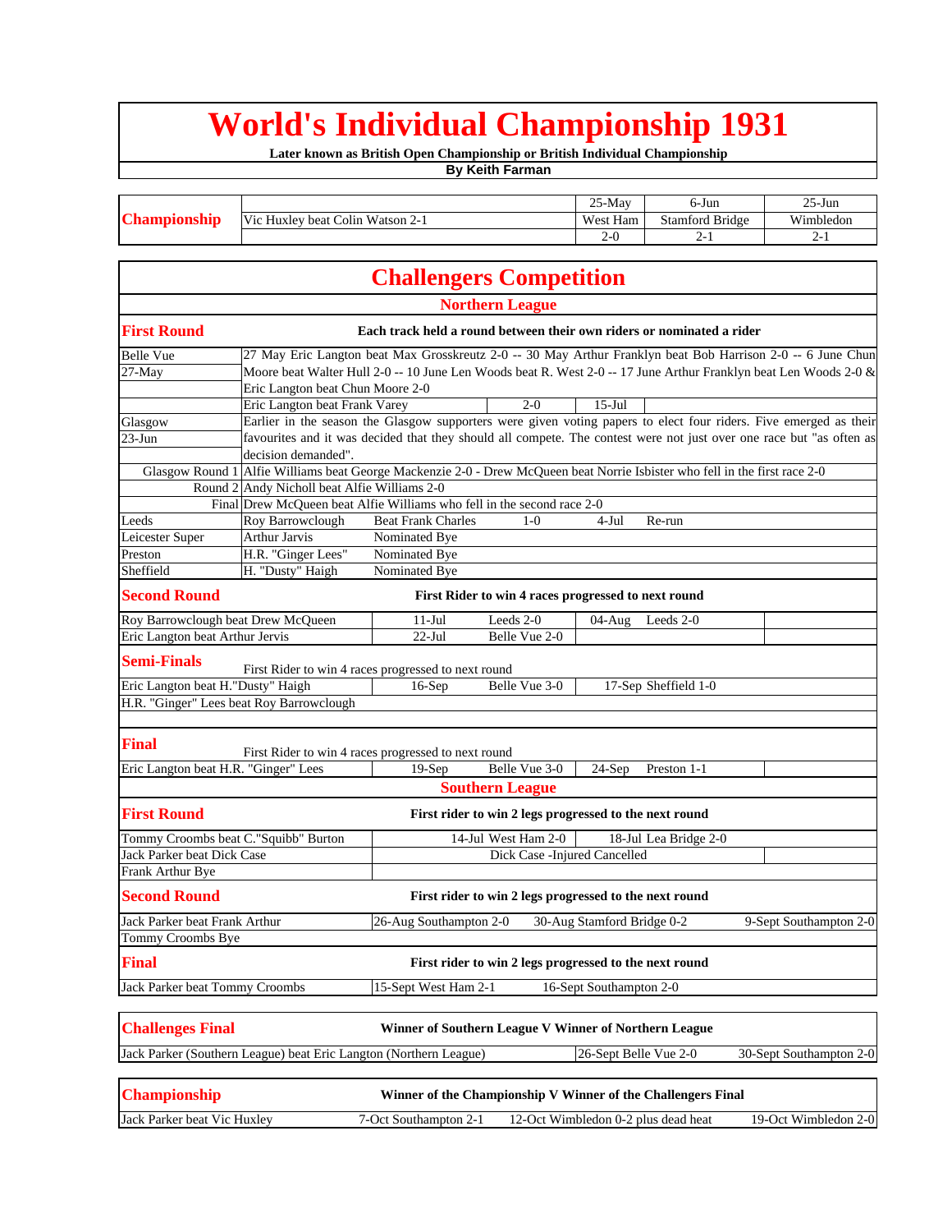# World's Individual Championship 1931

**Later known as British Open Championship or British Individual Championship**

**By Keith Farman**

| Championship | | 25-May | 6-Jun | 25-Jun |
|---|---|---|---|---|
| | Vic Huxley beat Colin Watson 2-1 | West Ham | Stamford Bridge | Wimbledon |
| | | 2-0 | 2-1 | 2-1 |

## Challengers Competition

### Northern League

**First Round** — **Each track held a round between their own riders or nominated a rider**

| | | | | |
|---|---|---|---|---|
| Belle Vue 27-May | 27 May Eric Langton beat Max Grosskreutz 2-0 -- 30 May Arthur Franklyn beat Bob Harrison 2-0 -- 6 June Chun Moore beat Walter Hull 2-0 -- 10 June Len Woods beat R. West 2-0 -- 17 June Arthur Franklyn beat Len Woods 2-0 & Eric Langton beat Chun Moore 2-0 | | | |
| | Eric Langton beat Frank Varey | 2-0 | 15-Jul | |
| Glasgow 23-Jun | Earlier in the season the Glasgow supporters were given voting papers to elect four riders. Five emerged as their favourites and it was decided that they should all compete. The contest were not just over one race but "as often as decision demanded". | | | |
| Glasgow Round 1 | Alfie Williams beat George Mackenzie 2-0 - Drew McQueen beat Norrie Isbister who fell in the first race 2-0 | | | |
| Round 2 | Andy Nicholl beat Alfie Williams 2-0 | | | |
| Final | Drew McQueen beat Alfie Williams who fell in the second race 2-0 | | | |
| Leeds | Roy Barrowclough | Beat Frank Charles | 1-0 | 4-Jul Re-run |
| Leicester Super | Arthur Jarvis | Nominated Bye | | |
| Preston | H.R. "Ginger Lees" | Nominated Bye | | |
| Sheffield | H. "Dusty" Haigh | Nominated Bye | | |

**Second Round** — **First Rider to win 4 races progressed to next round**

| | | | | |
|---|---|---|---|---|
| Roy Barrowclough beat Drew McQueen | 11-Jul | Leeds 2-0 | 04-Aug | Leeds 2-0 |
| Eric Langton beat Arthur Jervis | 22-Jul | Belle Vue 2-0 | | |

**Semi-Finals** — First Rider to win 4 races progressed to next round

| | | | |
|---|---|---|---|
| Eric Langton beat H."Dusty" Haigh | 16-Sep | Belle Vue 3-0 | 17-Sep Sheffield 1-0 |
| H.R. "Ginger" Lees beat Roy Barrowclough | | | |

**Final** — First Rider to win 4 races progressed to next round

| | | | | |
|---|---|---|---|---|
| Eric Langton beat H.R. "Ginger" Lees | 19-Sep | Belle Vue 3-0 | 24-Sep | Preston 1-1 |

### Southern League

**First Round** — **First rider to win 2 legs progressed to the next round**

| | | |
|---|---|---|
| Tommy Croombs beat C."Squibb" Burton | 14-Jul West Ham 2-0 | 18-Jul Lea Bridge 2-0 |
| Jack Parker beat Dick Case | Dick Case -Injured Cancelled | |
| Frank Arthur Bye | | |

**Second Round** — **First rider to win 2 legs progressed to the next round**

| | | | |
|---|---|---|---|
| Jack Parker beat Frank Arthur | 26-Aug Southampton 2-0 | 30-Aug Stamford Bridge 0-2 | 9-Sept Southampton 2-0 |
| Tommy Croombs Bye | | | |

**Final** — **First rider to win 2 legs progressed to the next round**

| | | |
|---|---|---|
| Jack Parker beat Tommy Croombs | 15-Sept West Ham 2-1 | 16-Sept Southampton 2-0 |

**Challenges Final** — **Winner of Southern League V Winner of Northern League**

| | | |
|---|---|---|
| Jack Parker (Southern League) beat Eric Langton (Northern League) | 26-Sept Belle Vue 2-0 | 30-Sept Southampton 2-0 |

**Championship** — **Winner of the Championship V Winner of the Challengers Final**

| | | | |
|---|---|---|---|
| Jack Parker beat Vic Huxley | 7-Oct Southampton 2-1 | 12-Oct Wimbledon 0-2 plus dead heat | 19-Oct Wimbledon 2-0 |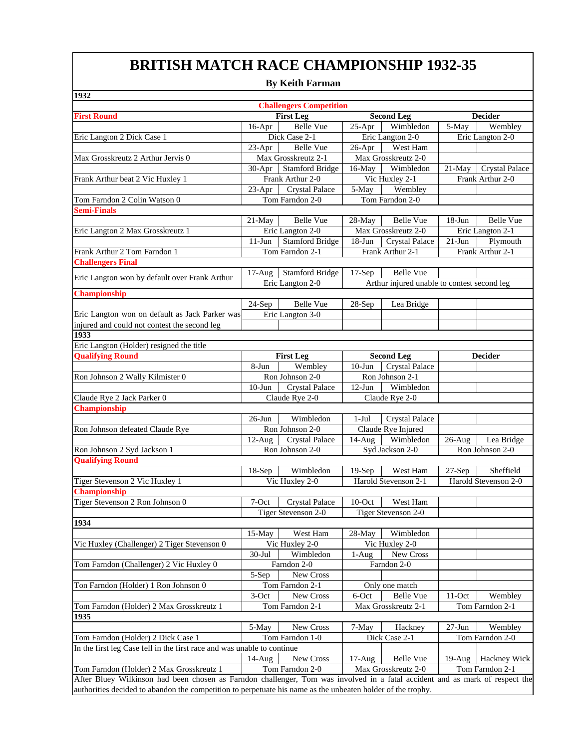# BRITISH MATCH RACE CHAMPIONSHIP 1932-35

**By Keith Farman**

| 1932 | | | | | | |
|---|---|---|---|---|---|---|
| | | **Challengers Competition** | | | | |
| **First Round** | **First Leg** | | **Second Leg** | | **Decider** | |
| | 16-Apr | Belle Vue | 25-Apr | Wimbledon | 5-May | Wembley |
| Eric Langton 2 Dick Case 1 | Dick Case 2-1 | | Eric Langton 2-0 | | Eric Langton 2-0 | |
| | 23-Apr | Belle Vue | 26-Apr | West Ham | | |
| Max Grosskreutz 2 Arthur Jervis 0 | Max Grosskreutz 2-1 | | Max Grosskreutz 2-0 | | | |
| | 30-Apr | Stamford Bridge | 16-May | Wimbledon | 21-May | Crystal Palace |
| Frank Arthur beat 2 Vic Huxley 1 | Frank Arthur 2-0 | | Vic Huxley 2-1 | | Frank Arthur 2-0 | |
| | 23-Apr | Crystal Palace | 5-May | Wembley | | |
| Tom Farndon 2 Colin Watson 0 | Tom Farndon 2-0 | | Tom Farndon 2-0 | | | |
| **Semi-Finals** | | | | | | |
| | 21-May | Belle Vue | 28-May | Belle Vue | 18-Jun | Belle Vue |
| Eric Langton 2 Max Grosskreutz 1 | Eric Langton 2-0 | | Max Grosskreutz 2-0 | | Eric Langton 2-1 | |
| | 11-Jun | Stamford Bridge | 18-Jun | Crystal Palace | 21-Jun | Plymouth |
| Frank Arthur 2 Tom Farndon 1 | Tom Farndon 2-1 | | Frank Arthur 2-1 | | Frank Arthur 2-1 | |
| **Challengers Final** | | | | | | |
| Eric Langton won by default over Frank Arthur | 17-Aug | Stamford Bridge | 17-Sep | Belle Vue | | |
| | Eric Langton 2-0 | | Arthur injured unable to contest second leg | | | |
| **Championship** | | | | | | |
| | 24-Sep | Belle Vue | 28-Sep | Lea Bridge | | |
| Eric Langton won on default as Jack Parker was injured and could not contest the second leg | Eric Langton 3-0 | | | | | |
| **1933** | | | | | | |
| Eric Langton (Holder) resigned the title | | | | | | |
| **Qualifying Round** | **First Leg** | | **Second Leg** | | **Decider** | |
| | 8-Jun | Wembley | 10-Jun | Crystal Palace | | |
| Ron Johnson 2 Wally Kilmister 0 | Ron Johnson 2-0 | | Ron Johnson 2-1 | | | |
| | 10-Jun | Crystal Palace | 12-Jun | Wimbledon | | |
| Claude Rye 2 Jack Parker 0 | Claude Rye 2-0 | | Claude Rye 2-0 | | | |
| **Championship** | | | | | | |
| | 26-Jun | Wimbledon | 1-Jul | Crystal Palace | | |
| Ron Johnson defeated Claude Rye | Ron Johnson 2-0 | | Claude Rye Injured | | | |
| | 12-Aug | Crystal Palace | 14-Aug | Wimbledon | 26-Aug | Lea Bridge |
| Ron Johnson 2 Syd Jackson 1 | Ron Johnson 2-0 | | Syd Jackson 2-0 | | Ron Johnson 2-0 | |
| **Qualifying Round** | | | | | | |
| | 18-Sep | Wimbledon | 19-Sep | West Ham | 27-Sep | Sheffield |
| Tiger Stevenson 2 Vic Huxley 1 | Vic Huxley 2-0 | | Harold Stevenson 2-1 | | Harold Stevenson 2-0 | |
| **Championship** | | | | | | |
| Tiger Stevenson 2 Ron Johnson 0 | 7-Oct | Crystal Palace | 10-Oct | West Ham | | |
| | Tiger Stevenson 2-0 | | Tiger Stevenson 2-0 | | | |
| **1934** | | | | | | |
| | 15-May | West Ham | 28-May | Wimbledon | | |
| Vic Huxley (Challenger) 2 Tiger Stevenson 0 | Vic Huxley 2-0 | | Vic Huxley 2-0 | | | |
| | 30-Jul | Wimbledon | 1-Aug | New Cross | | |
| Tom Farndon (Challenger) 2 Vic Huxley 0 | Farndon 2-0 | | Farndon 2-0 | | | |
| | 5-Sep | New Cross | | | | |
| Ton Farndon (Holder) 1 Ron Johnson 0 | Tom Farndon 2-1 | | Only one match | | | |
| | 3-Oct | New Cross | 6-Oct | Belle Vue | 11-Oct | Wembley |
| Tom Farndon (Holder) 2 Max Grosskreutz 1 | Tom Farndon 2-1 | | Max Grosskreutz 2-1 | | Tom Farndon 2-1 | |
| **1935** | | | | | | |
| | 5-May | New Cross | 7-May | Hackney | 27-Jun | Wembley |
| Tom Farndon (Holder) 2 Dick Case 1 | Tom Farndon 1-0 | | Dick Case 2-1 | | Tom Farndon 2-0 | |
| In the first leg Case fell in the first race and was unable to continue | 14-Aug | New Cross | 17-Aug | Belle Vue | 19-Aug | Hackney Wick |
| Tom Farndon (Holder) 2 Max Grosskreutz 1 | Tom Farndon 2-0 | | Max Grosskreutz 2-0 | | Tom Farndon 2-1 | |

After Bluey Wilkinson had been chosen as Farndon challenger, Tom was involved in a fatal accident and as mark of respect the authorities decided to abandon the competition to perpetuate his name as the unbeaten holder of the trophy.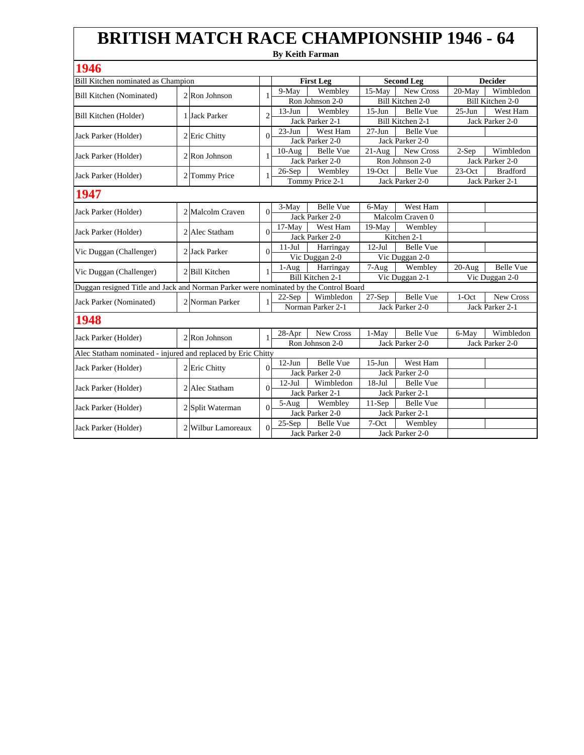# BRITISH MATCH RACE CHAMPIONSHIP 1946 - 64

**By Keith Farman**

## 1946

| Bill Kitchen nominated as Champion | | | | First Leg | | Second Leg | | Decider | |
|---|---|---|---|---|---|---|---|---|---|
| Bill Kitchen (Nominated) | 2 | Ron Johnson | 1 | 9-May | Wembley | 15-May | New Cross | 20-May | Wimbledon |
| | | | | Ron Johnson 2-0 | | Bill Kitchen 2-0 | | Bill Kitchen 2-0 | |
| Bill Kitchen (Holder) | 1 | Jack Parker | 2 | 13-Jun | Wembley | 15-Jun | Belle Vue | 25-Jun | West Ham |
| | | | | Jack Parker 2-1 | | Bill Kitchen 2-1 | | Jack Parker 2-0 | |
| Jack Parker (Holder) | 2 | Eric Chitty | 0 | 23-Jun | West Ham | 27-Jun | Belle Vue | | |
| | | | | Jack Parker 2-0 | | Jack Parker 2-0 | | | |
| Jack Parker (Holder) | 2 | Ron Johnson | 1 | 10-Aug | Belle Vue | 21-Aug | New Cross | 2-Sep | Wimbledon |
| | | | | Jack Parker 2-0 | | Ron Johnson 2-0 | | Jack Parker 2-0 | |
| Jack Parker (Holder) | 2 | Tommy Price | 1 | 26-Sep | Wembley | 19-Oct | Belle Vue | 23-Oct | Bradford |
| | | | | Tommy Price 2-1 | | Jack Parker 2-0 | | Jack Parker 2-1 | |

## 1947

| | | | | | | | | | |
|---|---|---|---|---|---|---|---|---|---|
| Jack Parker (Holder) | 2 | Malcolm Craven | 0 | 3-May | Belle Vue | 6-May | West Ham | | |
| | | | | Jack Parker 2-0 | | Malcolm Craven 0 | | | |
| Jack Parker (Holder) | 2 | Alec Statham | 0 | 17-May | West Ham | 19-May | Wembley | | |
| | | | | Jack Parker 2-0 | | Kitchen 2-1 | | | |
| Vic Duggan (Challenger) | 2 | Jack Parker | 0 | 11-Jul | Harringay | 12-Jul | Belle Vue | | |
| | | | | Vic Duggan 2-0 | | Vic Duggan 2-0 | | | |
| Vic Duggan (Challenger) | 2 | Bill Kitchen | 1 | 1-Aug | Harringay | 7-Aug | Wembley | 20-Aug | Belle Vue |
| | | | | Bill Kitchen 2-1 | | Vic Duggan 2-1 | | Vic Duggan 2-0 | |
| Duggan resigned Title and Jack and Norman Parker were nominated by the Control Board | | | | | | | | | |
| Jack Parker (Nominated) | 2 | Norman Parker | 1 | 22-Sep | Wimbledon | 27-Sep | Belle Vue | 1-Oct | New Cross |
| | | | | Norman Parker 2-1 | | Jack Parker 2-0 | | Jack Parker 2-1 | |

## 1948

| | | | | | | | | | |
|---|---|---|---|---|---|---|---|---|---|
| Jack Parker (Holder) | 2 | Ron Johnson | 1 | 28-Apr | New Cross | 1-May | Belle Vue | 6-May | Wimbledon |
| | | | | Ron Johnson 2-0 | | Jack Parker 2-0 | | Jack Parker 2-0 | |
| Alec Statham nominated - injured and replaced by Eric Chitty | | | | | | | | | |
| Jack Parker (Holder) | 2 | Eric Chitty | 0 | 12-Jun | Belle Vue | 15-Jun | West Ham | | |
| | | | | Jack Parker 2-0 | | Jack Parker 2-0 | | | |
| Jack Parker (Holder) | 2 | Alec Statham | 0 | 12-Jul | Wimbledon | 18-Jul | Belle Vue | | |
| | | | | Jack Parker 2-1 | | Jack Parker 2-1 | | | |
| Jack Parker (Holder) | 2 | Split Waterman | 0 | 5-Aug | Wembley | 11-Sep | Belle Vue | | |
| | | | | Jack Parker 2-0 | | Jack Parker 2-1 | | | |
| Jack Parker (Holder) | 2 | Wilbur Lamoreaux | 0 | 25-Sep | Belle Vue | 7-Oct | Wembley | | |
| | | | | Jack Parker 2-0 | | Jack Parker 2-0 | | | |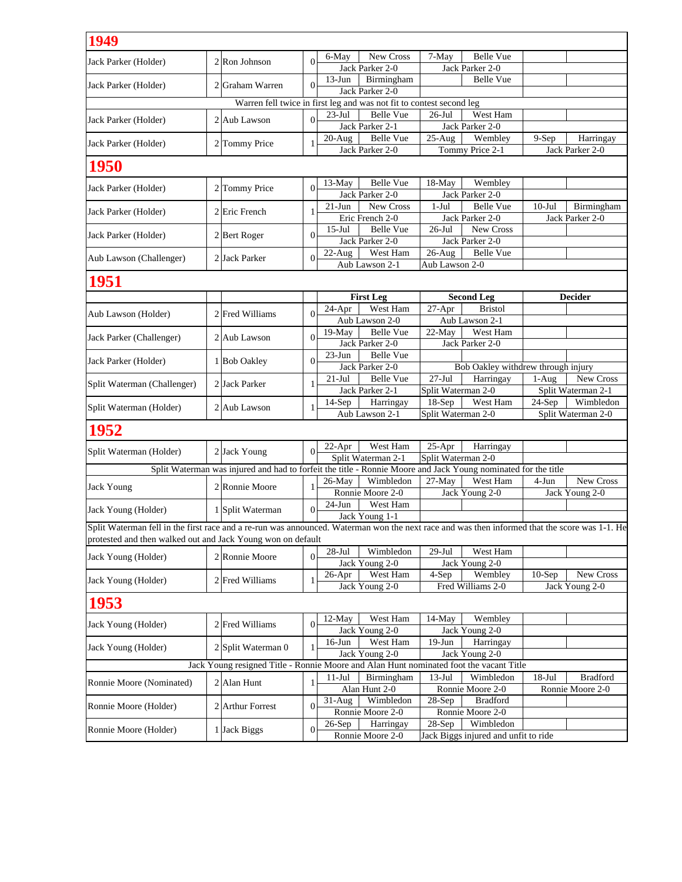## 1949

| Holder/Challenger | Score | Opponent | Score | Date | Venue | Date | Venue | Date | Venue |
|---|---|---|---|---|---|---|---|---|---|
| Jack Parker (Holder) | 2 | Ron Johnson | 0 | 6-May | New Cross | 7-May | Belle Vue | | |
| | | | | Jack Parker 2-0 | | Jack Parker 2-0 | | | |
| Jack Parker (Holder) | 2 | Graham Warren | 0 | 13-Jun | Birmingham | | Belle Vue | | |
| | | | | Jack Parker 2-0 | | | | | |
| Warren fell twice in first leg and was not fit to contest second leg | | | | | | | | | |
| Jack Parker (Holder) | 2 | Aub Lawson | 0 | 23-Jul | Belle Vue | 26-Jul | West Ham | | |
| | | | | Jack Parker 2-1 | | Jack Parker 2-0 | | | |
| Jack Parker (Holder) | 2 | Tommy Price | 1 | 20-Aug | Belle Vue | 25-Aug | Wembley | 9-Sep | Harringay |
| | | | | Jack Parker 2-0 | | Tommy Price 2-1 | | Jack Parker 2-0 | |

## 1950

| Holder/Challenger | Score | Opponent | Score | Date | Venue | Date | Venue | Date | Venue |
|---|---|---|---|---|---|---|---|---|---|
| Jack Parker (Holder) | 2 | Tommy Price | 0 | 13-May | Belle Vue | 18-May | Wembley | | |
| | | | | Jack Parker 2-0 | | Jack Parker 2-0 | | | |
| Jack Parker (Holder) | 2 | Eric French | 1 | 21-Jun | New Cross | 1-Jul | Belle Vue | 10-Jul | Birmingham |
| | | | | Eric French 2-0 | | Jack Parker 2-0 | | Jack Parker 2-0 | |
| Jack Parker (Holder) | 2 | Bert Roger | 0 | 15-Jul | Belle Vue | 26-Jul | New Cross | | |
| | | | | Jack Parker 2-0 | | Jack Parker 2-0 | | | |
| Aub Lawson (Challenger) | 2 | Jack Parker | 0 | 22-Aug | West Ham | 26-Aug | Belle Vue | | |
| | | | | Aub Lawson 2-1 | | Aub Lawson 2-0 | | | |

## 1951

| | | | | First Leg | | Second Leg | | Decider | |
|---|---|---|---|---|---|---|---|---|---|
| Aub Lawson (Holder) | 2 | Fred Williams | 0 | 24-Apr | West Ham | 27-Apr | Bristol | | |
| | | | | Aub Lawson 2-0 | | Aub Lawson 2-1 | | | |
| Jack Parker (Challenger) | 2 | Aub Lawson | 0 | 19-May | Belle Vue | 22-May | West Ham | | |
| | | | | Jack Parker 2-0 | | Jack Parker 2-0 | | | |
| Jack Parker (Holder) | 1 | Bob Oakley | 0 | 23-Jun | Belle Vue | | | | |
| | | | | Jack Parker 2-0 | | Bob Oakley withdrew through injury | | | |
| Split Waterman (Challenger) | 2 | Jack Parker | 1 | 21-Jul | Belle Vue | 27-Jul | Harringay | 1-Aug | New Cross |
| | | | | Jack Parker 2-1 | | Split Waterman 2-0 | | Split Waterman 2-1 | |
| Split Waterman (Holder) | 2 | Aub Lawson | 1 | 14-Sep | Harringay | 18-Sep | West Ham | 24-Sep | Wimbledon |
| | | | | Aub Lawson 2-1 | | Split Waterman 2-0 | | Split Waterman 2-0 | |

## 1952

| Holder/Challenger | Score | Opponent | Score | Date | Venue | Date | Venue | Date | Venue |
|---|---|---|---|---|---|---|---|---|---|
| Split Waterman (Holder) | 2 | Jack Young | 0 | 22-Apr | West Ham | 25-Apr | Harringay | | |
| | | | | Split Waterman 2-1 | | Split Waterman 2-0 | | | |
| Split Waterman was injured and had to forfeit the title - Ronnie Moore and Jack Young nominated for the title | | | | | | | | | |
| Jack Young | 2 | Ronnie Moore | 1 | 26-May | Wimbledon | 27-May | West Ham | 4-Jun | New Cross |
| | | | | Ronnie Moore 2-0 | | Jack Young 2-0 | | Jack Young 2-0 | |
| Jack Young (Holder) | 1 | Split Waterman | 0 | 24-Jun | West Ham | | | | |
| | | | | Jack Young 1-1 | | | | | |
| Split Waterman fell in the first race and a re-run was announced. Waterman won the next race and was then informed that the score was 1-1. He protested and then walked out and Jack Young won on default | | | | | | | | | |
| Jack Young (Holder) | 2 | Ronnie Moore | 0 | 28-Jul | Wimbledon | 29-Jul | West Ham | | |
| | | | | Jack Young 2-0 | | Jack Young 2-0 | | | |
| Jack Young (Holder) | 2 | Fred Williams | 1 | 26-Apr | West Ham | 4-Sep | Wembley | 10-Sep | New Cross |
| | | | | Jack Young 2-0 | | Fred Williams 2-0 | | Jack Young 2-0 | |

## 1953

| Holder/Challenger | Score | Opponent | Score | Date | Venue | Date | Venue | Date | Venue |
|---|---|---|---|---|---|---|---|---|---|
| Jack Young (Holder) | 2 | Fred Williams | 0 | 12-May | West Ham | 14-May | Wembley | | |
| | | | | Jack Young 2-0 | | Jack Young 2-0 | | | |
| Jack Young (Holder) | 2 | Split Waterman 0 | 1 | 16-Jun | West Ham | 19-Jun | Harringay | | |
| | | | | Jack Young 2-0 | | Jack Young 2-0 | | | |
| Jack Young resigned Title - Ronnie Moore and Alan Hunt nominated foot the vacant Title | | | | | | | | | |
| Ronnie Moore (Nominated) | 2 | Alan Hunt | 1 | 11-Jul | Birmingham | 13-Jul | Wimbledon | 18-Jul | Bradford |
| | | | | Alan Hunt 2-0 | | Ronnie Moore 2-0 | | Ronnie Moore 2-0 | |
| Ronnie Moore (Holder) | 2 | Arthur Forrest | 0 | 31-Aug | Wimbledon | 28-Sep | Bradford | | |
| | | | | Ronnie Moore 2-0 | | Ronnie Moore 2-0 | | | |
| Ronnie Moore (Holder) | 1 | Jack Biggs | 0 | 26-Sep | Harringay | 28-Sep | Wimbledon | | |
| | | | | Ronnie Moore 2-0 | | Jack Biggs injured and unfit to ride | | | |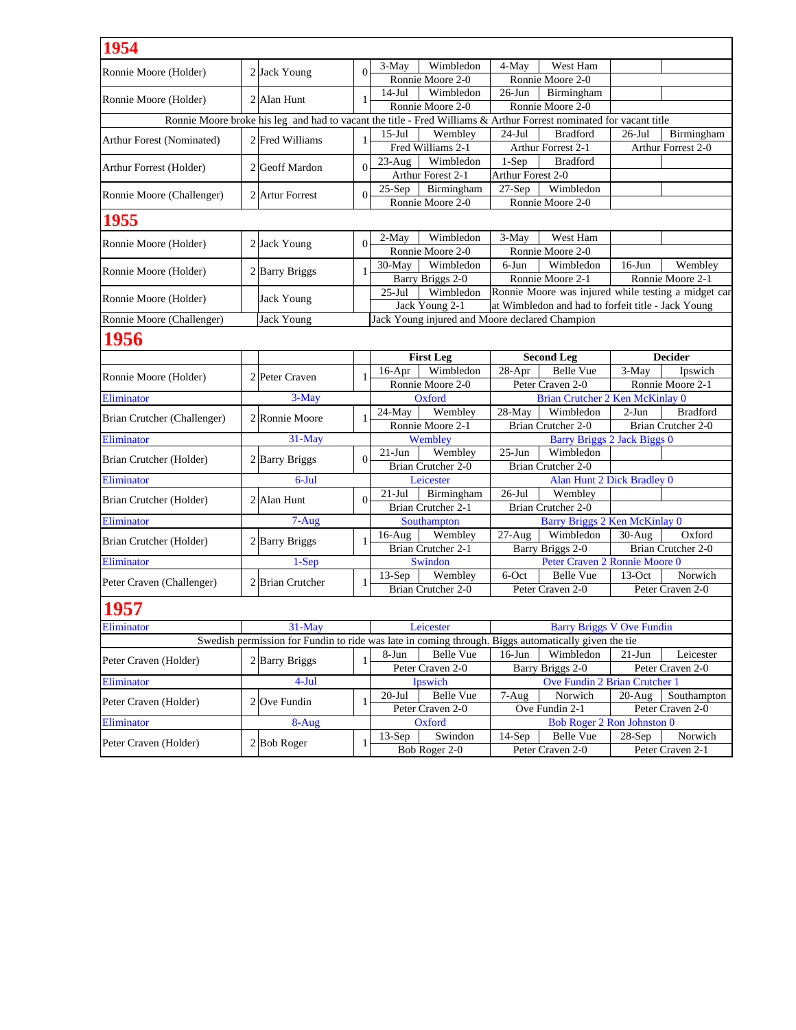## 1954

| | | | | | | | | |
|---|---|---|---|---|---|---|---|---|
| Ronnie Moore (Holder) | 2 | Jack Young | 0 | 3-May Wimbledon | 4-May West Ham | | | |
| | | | | Ronnie Moore 2-0 | Ronnie Moore 2-0 | | | |
| Ronnie Moore (Holder) | 2 | Alan Hunt | 1 | 14-Jul Wimbledon | 26-Jun Birmingham | | | |
| | | | | Ronnie Moore 2-0 | Ronnie Moore 2-0 | | | |
| Ronnie Moore broke his leg and had to vacant the title - Fred Williams & Arthur Forrest nominated for vacant title | | | | | | | | |
| Arthur Forest (Nominated) | 2 | Fred Williams | 1 | 15-Jul Wembley | 24-Jul Bradford | 26-Jul Birmingham | | |
| | | | | Fred Williams 2-1 | Arthur Forrest 2-1 | Arthur Forrest 2-0 | | |
| Arthur Forrest (Holder) | 2 | Geoff Mardon | 0 | 23-Aug Wimbledon | 1-Sep Bradford | | | |
| | | | | Arthur Forest 2-1 | Arthur Forest 2-0 | | | |
| Ronnie Moore (Challenger) | 2 | Artur Forrest | 0 | 25-Sep Birmingham | 27-Sep Wimbledon | | | |
| | | | | Ronnie Moore 2-0 | Ronnie Moore 2-0 | | | |

## 1955

| | | | | | | |
|---|---|---|---|---|---|---|
| Ronnie Moore (Holder) | 2 | Jack Young | 0 | 2-May Wimbledon | 3-May West Ham | |
| | | | | Ronnie Moore 2-0 | Ronnie Moore 2-0 | |
| Ronnie Moore (Holder) | 2 | Barry Briggs | 1 | 30-May Wimbledon | 6-Jun Wimbledon | 16-Jun Wembley |
| | | | | Barry Briggs 2-0 | Ronnie Moore 2-1 | Ronnie Moore 2-1 |
| Ronnie Moore (Holder) | | Jack Young | | 25-Jul Wimbledon | Ronnie Moore was injured while testing a midget car | |
| | | | | Jack Young 2-1 | at Wimbledon and had to forfeit title - Jack Young | |
| Ronnie Moore (Challenger) | | Jack Young | | Jack Young injured and Moore declared Champion | | |

## 1956

| | | | | First Leg | Second Leg | Decider |
|---|---|---|---|---|---|---|
| Ronnie Moore (Holder) | 2 | Peter Craven | 1 | 16-Apr Wimbledon | 28-Apr Belle Vue | 3-May Ipswich |
| | | | | Ronnie Moore 2-0 | Peter Craven 2-0 | Ronnie Moore 2-1 |
| Eliminator | | 3-May | | Oxford | Brian Crutcher 2 Ken McKinlay 0 | |
| Brian Crutcher (Challenger) | 2 | Ronnie Moore | 1 | 24-May Wembley | 28-May Wimbledon | 2-Jun Bradford |
| | | | | Ronnie Moore 2-1 | Brian Crutcher 2-0 | Brian Crutcher 2-0 |
| Eliminator | | 31-May | | Wembley | Barry Briggs 2 Jack Biggs 0 | |
| Brian Crutcher (Holder) | 2 | Barry Briggs | 0 | 21-Jun Wembley | 25-Jun Wimbledon | |
| | | | | Brian Crutcher 2-0 | Brian Crutcher 2-0 | |
| Eliminator | | 6-Jul | | Leicester | Alan Hunt 2 Dick Bradley 0 | |
| Brian Crutcher (Holder) | 2 | Alan Hunt | 0 | 21-Jul Birmingham | 26-Jul Wembley | |
| | | | | Brian Crutcher 2-1 | Brian Crutcher 2-0 | |
| Eliminator | | 7-Aug | | Southampton | Barry Briggs 2 Ken McKinlay 0 | |
| Brian Crutcher (Holder) | 2 | Barry Briggs | 1 | 16-Aug Wembley | 27-Aug Wimbledon | 30-Aug Oxford |
| | | | | Brian Crutcher 2-1 | Barry Briggs 2-0 | Brian Crutcher 2-0 |
| Eliminator | | 1-Sep | | Swindon | Peter Craven 2 Ronnie Moore 0 | |
| Peter Craven (Challenger) | 2 | Brian Crutcher | 1 | 13-Sep Wembley | 6-Oct Belle Vue | 13-Oct Norwich |
| | | | | Brian Crutcher 2-0 | Peter Craven 2-0 | Peter Craven 2-0 |

## 1957

| | | | | | | |
|---|---|---|---|---|---|---|
| Eliminator | | 31-May | | Leicester | Barry Briggs V Ove Fundin | |
| Swedish permission for Fundin to ride was late in coming through. Biggs automatically given the tie | | | | | | |
| Peter Craven (Holder) | 2 | Barry Briggs | 1 | 8-Jun Belle Vue | 16-Jun Wimbledon | 21-Jun Leicester |
| | | | | Peter Craven 2-0 | Barry Briggs 2-0 | Peter Craven 2-0 |
| Eliminator | | 4-Jul | | Ipswich | Ove Fundin 2 Brian Crutcher 1 | |
| Peter Craven (Holder) | 2 | Ove Fundin | 1 | 20-Jul Belle Vue | 7-Aug Norwich | 20-Aug Southampton |
| | | | | Peter Craven 2-0 | Ove Fundin 2-1 | Peter Craven 2-0 |
| Eliminator | | 8-Aug | | Oxford | Bob Roger 2 Ron Johnston 0 | |
| Peter Craven (Holder) | 2 | Bob Roger | 1 | 13-Sep Swindon | 14-Sep Belle Vue | 28-Sep Norwich |
| | | | | Bob Roger 2-0 | Peter Craven 2-0 | Peter Craven 2-1 |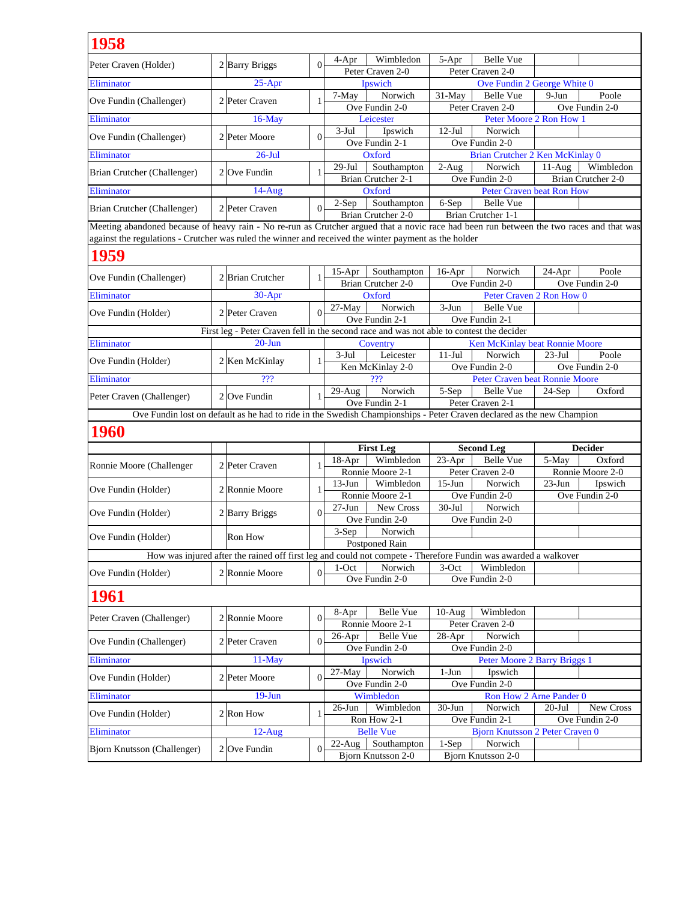## 1958

| | | | | | | | | | | |
|---|---|---|---|---|---|---|---|---|---|---|
| Peter Craven (Holder) | 2 | Barry Briggs | 0 | 4-Apr | Wimbledon | 5-Apr | Belle Vue | | | |
| | | | | Peter Craven 2-0 | | Peter Craven 2-0 | | | | |
| Eliminator | | 25-Apr | | Ipswich | | Ove Fundin 2 George White 0 | | | | |
| Ove Fundin (Challenger) | 2 | Peter Craven | 1 | 7-May | Norwich | 31-May | Belle Vue | 9-Jun | Poole | |
| | | | | Ove Fundin 2-0 | | Peter Craven 2-0 | | Ove Fundin 2-0 | | |
| Eliminator | | 16-May | | Leicester | | Peter Moore 2 Ron How 1 | | | | |
| Ove Fundin (Challenger) | 2 | Peter Moore | 0 | 3-Jul | Ipswich | 12-Jul | Norwich | | | |
| | | | | Ove Fundin 2-1 | | Ove Fundin 2-0 | | | | |
| Eliminator | | 26-Jul | | Oxford | | Brian Crutcher 2 Ken McKinlay 0 | | | | |
| Brian Crutcher (Challenger) | 2 | Ove Fundin | 1 | 29-Jul | Southampton | 2-Aug | Norwich | 11-Aug | Wimbledon | |
| | | | | Brian Crutcher 2-1 | | Ove Fundin 2-0 | | Brian Crutcher 2-0 | | |
| Eliminator | | 14-Aug | | Oxford | | Peter Craven beat Ron How | | | | |
| Brian Crutcher (Challenger) | 2 | Peter Craven | 0 | 2-Sep | Southampton | 6-Sep | Belle Vue | | | |
| | | | | Brian Crutcher 2-0 | | Brian Crutcher 1-1 | | | | |

Meeting abandoned because of heavy rain - No re-run as Crutcher argued that a novic race had been run between the two races and that was against the regulations - Crutcher was ruled the winner and received the winter payment as the holder

## 1959

| | | | | | | | | | | |
|---|---|---|---|---|---|---|---|---|---|---|
| Ove Fundin (Challenger) | 2 | Brian Crutcher | 1 | 15-Apr | Southampton | 16-Apr | Norwich | 24-Apr | Poole | |
| | | | | Brian Crutcher 2-0 | | Ove Fundin 2-0 | | Ove Fundin 2-0 | | |
| Eliminator | | 30-Apr | | Oxford | | Peter Craven 2 Ron How 0 | | | | |
| Ove Fundin (Holder) | 2 | Peter Craven | 0 | 27-May | Norwich | 3-Jun | Belle Vue | | | |
| | | | | Ove Fundin 2-1 | | Ove Fundin 2-1 | | | | |
| First leg - Peter Craven fell in the second race and was not able to contest the decider | | | | | | | | | | |
| Eliminator | | 20-Jun | | Coventry | | Ken McKinlay beat Ronnie Moore | | | | |
| Ove Fundin (Holder) | 2 | Ken McKinlay | 1 | 3-Jul | Leicester | 11-Jul | Norwich | 23-Jul | Poole | |
| | | | | Ken McKinlay 2-0 | | Ove Fundin 2-0 | | Ove Fundin 2-0 | | |
| Eliminator | | ??? | | ??? | | Peter Craven beat Ronnie Moore | | | | |
| Peter Craven (Challenger) | 2 | Ove Fundin | 1 | 29-Aug | Norwich | 5-Sep | Belle Vue | 24-Sep | Oxford | |
| | | | | Ove Fundin 2-1 | | Peter Craven 2-1 | | | | |
| Ove Fundin lost on default as he had to ride in the Swedish Championships - Peter Craven declared as the new Champion | | | | | | | | | | |

## 1960

| | | | | First Leg | | Second Leg | | Decider | |
|---|---|---|---|---|---|---|---|---|---|
| Ronnie Moore (Challenger | 2 | Peter Craven | 1 | 18-Apr | Wimbledon | 23-Apr | Belle Vue | 5-May | Oxford |
| | | | | Ronnie Moore 2-1 | | Peter Craven 2-0 | | Ronnie Moore 2-0 | |
| Ove Fundin (Holder) | 2 | Ronnie Moore | 1 | 13-Jun | Wimbledon | 15-Jun | Norwich | 23-Jun | Ipswich |
| | | | | Ronnie Moore 2-1 | | Ove Fundin 2-0 | | Ove Fundin 2-0 | |
| Ove Fundin (Holder) | 2 | Barry Briggs | 0 | 27-Jul | New Cross | 30-Jul | Norwich | | |
| | | | | Ove Fundin 2-0 | | Ove Fundin 2-0 | | | |
| Ove Fundin (Holder) | | Ron How | | 3-Sep | Norwich | | | | |
| | | | | Postponed Rain | | | | | |
| How was injured after the rained off first leg and could not compete - Therefore Fundin was awarded a walkover | | | | | | | | | |
| Ove Fundin (Holder) | 2 | Ronnie Moore | 0 | 1-Oct | Norwich | 3-Oct | Wimbledon | | |
| | | | | Ove Fundin 2-0 | | Ove Fundin 2-0 | | | |

## 1961

| | | | | | | | | | |
|---|---|---|---|---|---|---|---|---|---|
| Peter Craven (Challenger) | 2 | Ronnie Moore | 0 | 8-Apr | Belle Vue | 10-Aug | Wimbledon | | |
| | | | | Ronnie Moore 2-1 | | Peter Craven 2-0 | | | |
| Ove Fundin (Challenger) | 2 | Peter Craven | 0 | 26-Apr | Belle Vue | 28-Apr | Norwich | | |
| | | | | Ove Fundin 2-0 | | Ove Fundin 2-0 | | | |
| Eliminator | | 11-May | | Ipswich | | Peter Moore 2 Barry Briggs 1 | | | |
| Ove Fundin (Holder) | 2 | Peter Moore | 0 | 27-May | Norwich | 1-Jun | Ipswich | | |
| | | | | Ove Fundin 2-0 | | Ove Fundin 2-0 | | | |
| Eliminator | | 19-Jun | | Wimbledon | | Ron How 2 Arne Pander 0 | | | |
| Ove Fundin (Holder) | 2 | Ron How | 1 | 26-Jun | Wimbledon | 30-Jun | Norwich | 20-Jul | New Cross |
| | | | | Ron How 2-1 | | Ove Fundin 2-1 | | Ove Fundin 2-0 | |
| Eliminator | | 12-Aug | | Belle Vue | | Bjorn Knutsson 2 Peter Craven 0 | | | |
| Bjorn Knutsson (Challenger) | 2 | Ove Fundin | 0 | 22-Aug | Southampton | 1-Sep | Norwich | | |
| | | | | Bjorn Knutsson 2-0 | | Bjorn Knutsson 2-0 | | | |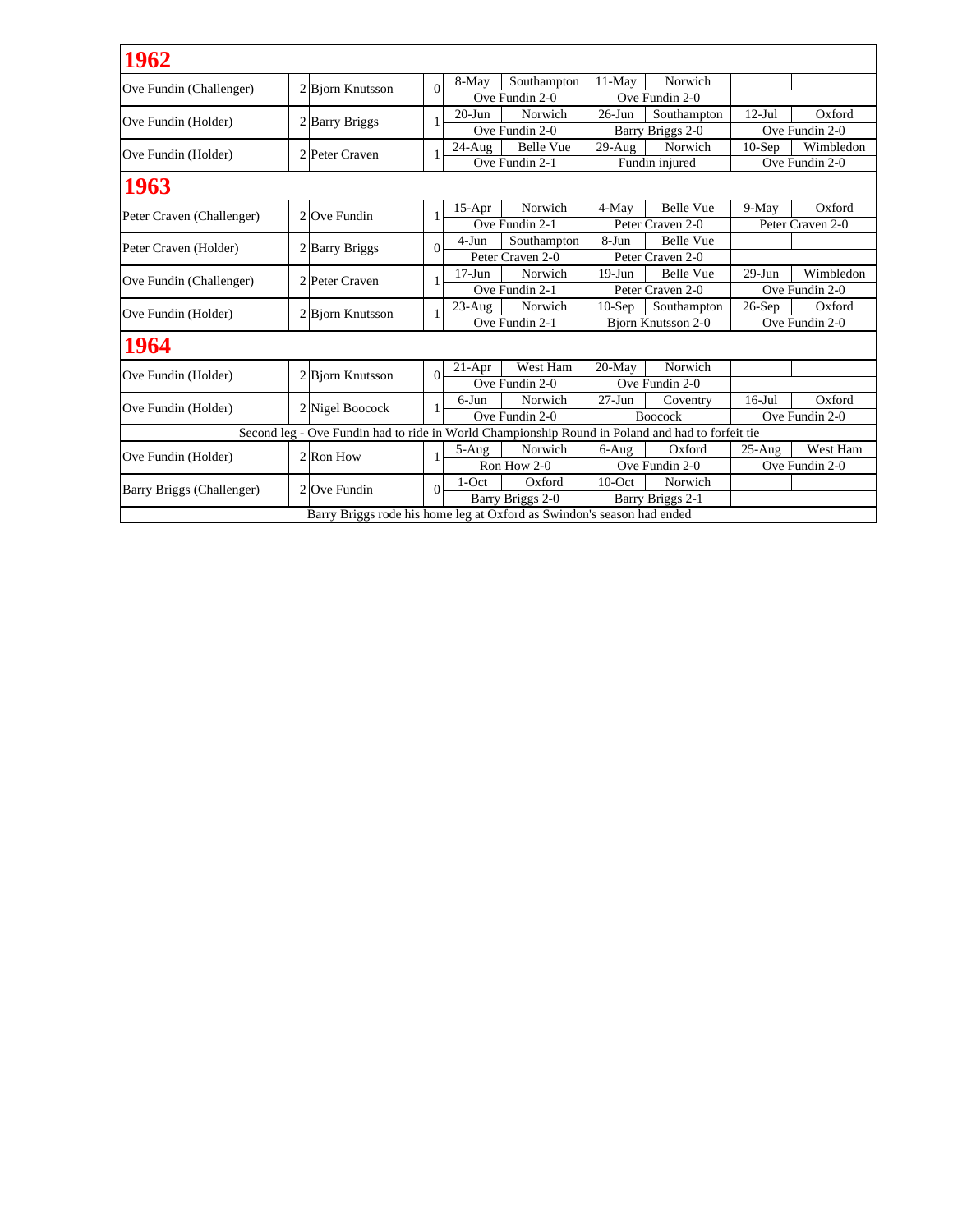| | | | | | | | | | |
|---|---|---|---|---|---|---|---|---|---|
| **1962** | | | | | | | | | |
| Ove Fundin (Challenger) | 2 | Bjorn Knutsson | 0 | 8-May | Southampton | 11-May | Norwich | | |
| | | | | Ove Fundin 2-0 | | Ove Fundin 2-0 | | | |
| Ove Fundin (Holder) | 2 | Barry Briggs | 1 | 20-Jun | Norwich | 26-Jun | Southampton | 12-Jul | Oxford |
| | | | | Ove Fundin 2-0 | | Barry Briggs 2-0 | | Ove Fundin 2-0 | |
| Ove Fundin (Holder) | 2 | Peter Craven | 1 | 24-Aug | Belle Vue | 29-Aug | Norwich | 10-Sep | Wimbledon |
| | | | | Ove Fundin 2-1 | | Fundin injured | | Ove Fundin 2-0 | |
| **1963** | | | | | | | | | |
| Peter Craven (Challenger) | 2 | Ove Fundin | 1 | 15-Apr | Norwich | 4-May | Belle Vue | 9-May | Oxford |
| | | | | Ove Fundin 2-1 | | Peter Craven 2-0 | | Peter Craven 2-0 | |
| Peter Craven (Holder) | 2 | Barry Briggs | 0 | 4-Jun | Southampton | 8-Jun | Belle Vue | | |
| | | | | Peter Craven 2-0 | | Peter Craven 2-0 | | | |
| Ove Fundin (Challenger) | 2 | Peter Craven | 1 | 17-Jun | Norwich | 19-Jun | Belle Vue | 29-Jun | Wimbledon |
| | | | | Ove Fundin 2-1 | | Peter Craven 2-0 | | Ove Fundin 2-0 | |
| Ove Fundin (Holder) | 2 | Bjorn Knutsson | 1 | 23-Aug | Norwich | 10-Sep | Southampton | 26-Sep | Oxford |
| | | | | Ove Fundin 2-1 | | Bjorn Knutsson 2-0 | | Ove Fundin 2-0 | |
| **1964** | | | | | | | | | |
| Ove Fundin (Holder) | 2 | Bjorn Knutsson | 0 | 21-Apr | West Ham | 20-May | Norwich | | |
| | | | | Ove Fundin 2-0 | | Ove Fundin 2-0 | | | |
| Ove Fundin (Holder) | 2 | Nigel Boocock | 1 | 6-Jun | Norwich | 27-Jun | Coventry | 16-Jul | Oxford |
| | | | | Ove Fundin 2-0 | | Boocock | | Ove Fundin 2-0 | |
| Second leg - Ove Fundin had to ride in World Championship Round in Poland and had to forfeit tie | | | | | | | | | |
| Ove Fundin (Holder) | 2 | Ron How | 1 | 5-Aug | Norwich | 6-Aug | Oxford | 25-Aug | West Ham |
| | | | | Ron How 2-0 | | Ove Fundin 2-0 | | Ove Fundin 2-0 | |
| Barry Briggs (Challenger) | 2 | Ove Fundin | 0 | 1-Oct | Oxford | 10-Oct | Norwich | | |
| | | | | Barry Briggs 2-0 | | Barry Briggs 2-1 | | | |
| Barry Briggs rode his home leg at Oxford as Swindon's season had ended | | | | | | | | | |